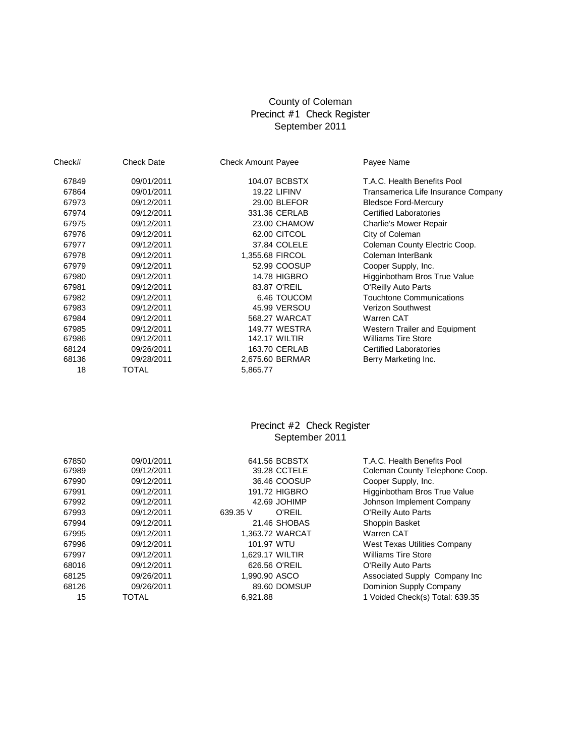# County of Coleman

## Precinct #1 Check Register
September 2011

| Check# | Check Date | Check Amount | Payee | Payee Name |
|---|---|---|---|---|
| 67849 | 09/01/2011 | 104.07 | BCBSTX | T.A.C. Health Benefits Pool |
| 67864 | 09/01/2011 | 19.22 | LIFINV | Transamerica Life Insurance Company |
| 67973 | 09/12/2011 | 29.00 | BLEFOR | Bledsoe Ford-Mercury |
| 67974 | 09/12/2011 | 331.36 | CERLAB | Certified Laboratories |
| 67975 | 09/12/2011 | 23.00 | CHAMOW | Charlie's Mower Repair |
| 67976 | 09/12/2011 | 62.00 | CITCOL | City of Coleman |
| 67977 | 09/12/2011 | 37.84 | COLELE | Coleman County Electric Coop. |
| 67978 | 09/12/2011 | 1,355.68 | FIRCOL | Coleman InterBank |
| 67979 | 09/12/2011 | 52.99 | COOSUP | Cooper Supply, Inc. |
| 67980 | 09/12/2011 | 14.78 | HIGBRO | Higginbotham Bros True Value |
| 67981 | 09/12/2011 | 83.87 | O'REIL | O'Reilly Auto Parts |
| 67982 | 09/12/2011 | 6.46 | TOUCOM | Touchtone Communications |
| 67983 | 09/12/2011 | 45.99 | VERSOU | Verizon Southwest |
| 67984 | 09/12/2011 | 568.27 | WARCAT | Warren CAT |
| 67985 | 09/12/2011 | 149.77 | WESTRA | Western Trailer and Equipment |
| 67986 | 09/12/2011 | 142.17 | WILTIR | Williams Tire Store |
| 68124 | 09/26/2011 | 163.70 | CERLAB | Certified Laboratories |
| 68136 | 09/28/2011 | 2,675.60 | BERMAR | Berry Marketing Inc. |
| 18 | TOTAL | 5,865.77 | | |

## Precinct #2 Check Register
September 2011

| Check# | Check Date | Check Amount | Payee | Payee Name |
|---|---|---|---|---|
| 67850 | 09/01/2011 | 641.56 | BCBSTX | T.A.C. Health Benefits Pool |
| 67989 | 09/12/2011 | 39.28 | CCTELE | Coleman County Telephone Coop. |
| 67990 | 09/12/2011 | 36.46 | COOSUP | Cooper Supply, Inc. |
| 67991 | 09/12/2011 | 191.72 | HIGBRO | Higginbotham Bros True Value |
| 67992 | 09/12/2011 | 42.69 | JOHIMP | Johnson Implement Company |
| 67993 | 09/12/2011 | 639.35 V | O'REIL | O'Reilly Auto Parts |
| 67994 | 09/12/2011 | 21.46 | SHOBAS | Shoppin Basket |
| 67995 | 09/12/2011 | 1,363.72 | WARCAT | Warren CAT |
| 67996 | 09/12/2011 | 101.97 | WTU | West Texas Utilities Company |
| 67997 | 09/12/2011 | 1,629.17 | WILTIR | Williams Tire Store |
| 68016 | 09/12/2011 | 626.56 | O'REIL | O'Reilly Auto Parts |
| 68125 | 09/26/2011 | 1,990.90 | ASCO | Associated Supply Company Inc |
| 68126 | 09/26/2011 | 89.60 | DOMSUP | Dominion Supply Company |
| 15 | TOTAL | 6,921.88 | | 1 Voided Check(s) Total: 639.35 |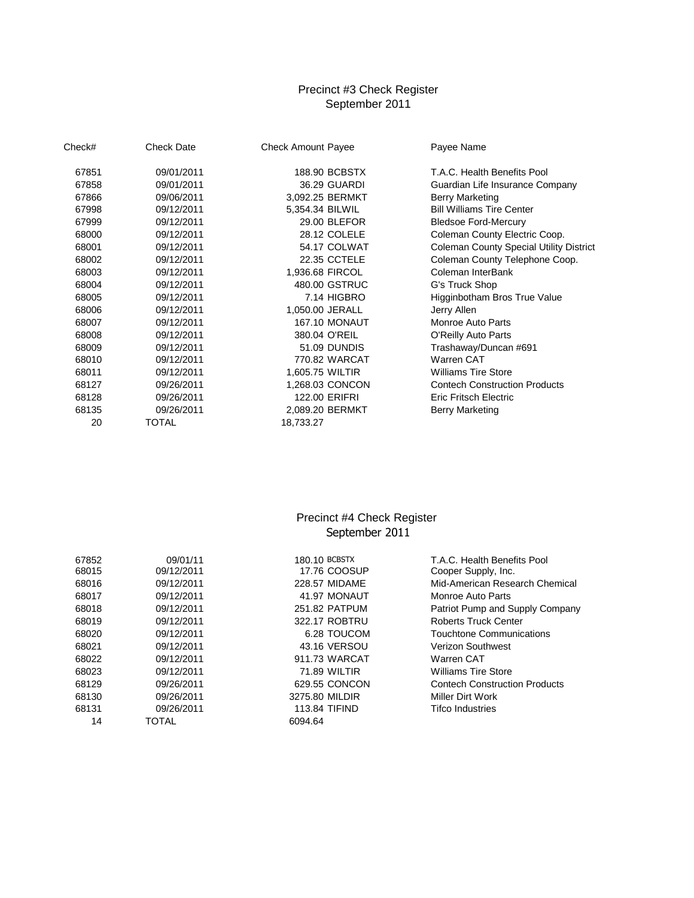# Precinct #3 Check Register
## September 2011

| Check# | Check Date | Check Amount | Payee | Payee Name |
|---|---|---|---|---|
| 67851 | 09/01/2011 | 188.90 | BCBSTX | T.A.C. Health Benefits Pool |
| 67858 | 09/01/2011 | 36.29 | GUARDI | Guardian Life Insurance Company |
| 67866 | 09/06/2011 | 3,092.25 | BERMKT | Berry Marketing |
| 67998 | 09/12/2011 | 5,354.34 | BILWIL | Bill Williams Tire Center |
| 67999 | 09/12/2011 | 29.00 | BLEFOR | Bledsoe Ford-Mercury |
| 68000 | 09/12/2011 | 28.12 | COLELE | Coleman County Electric Coop. |
| 68001 | 09/12/2011 | 54.17 | COLWAT | Coleman County Special Utility District |
| 68002 | 09/12/2011 | 22.35 | CCTELE | Coleman County Telephone Coop. |
| 68003 | 09/12/2011 | 1,936.68 | FIRCOL | Coleman InterBank |
| 68004 | 09/12/2011 | 480.00 | GSTRUC | G's Truck Shop |
| 68005 | 09/12/2011 | 7.14 | HIGBRO | Higginbotham Bros True Value |
| 68006 | 09/12/2011 | 1,050.00 | JERALL | Jerry Allen |
| 68007 | 09/12/2011 | 167.10 | MONAUT | Monroe Auto Parts |
| 68008 | 09/12/2011 | 380.04 | O'REIL | O'Reilly Auto Parts |
| 68009 | 09/12/2011 | 51.09 | DUNDIS | Trashaway/Duncan #691 |
| 68010 | 09/12/2011 | 770.82 | WARCAT | Warren CAT |
| 68011 | 09/12/2011 | 1,605.75 | WILTIR | Williams Tire Store |
| 68127 | 09/26/2011 | 1,268.03 | CONCON | Contech Construction Products |
| 68128 | 09/26/2011 | 122.00 | ERIFRI | Eric Fritsch Electric |
| 68135 | 09/26/2011 | 2,089.20 | BERMKT | Berry Marketing |
| 20 | TOTAL | 18,733.27 | | |

# Precinct #4 Check Register
## September 2011

| Check# | Check Date | Check Amount | Payee | Payee Name |
|---|---|---|---|---|
| 67852 | 09/01/11 | 180.10 | BCBSTX | T.A.C. Health Benefits Pool |
| 68015 | 09/12/2011 | 17.76 | COOSUP | Cooper Supply, Inc. |
| 68016 | 09/12/2011 | 228.57 | MIDAME | Mid-American Research Chemical |
| 68017 | 09/12/2011 | 41.97 | MONAUT | Monroe Auto Parts |
| 68018 | 09/12/2011 | 251.82 | PATPUM | Patriot Pump and Supply Company |
| 68019 | 09/12/2011 | 322.17 | ROBTRU | Roberts Truck Center |
| 68020 | 09/12/2011 | 6.28 | TOUCOM | Touchtone Communications |
| 68021 | 09/12/2011 | 43.16 | VERSOU | Verizon Southwest |
| 68022 | 09/12/2011 | 911.73 | WARCAT | Warren CAT |
| 68023 | 09/12/2011 | 71.89 | WILTIR | Williams Tire Store |
| 68129 | 09/26/2011 | 629.55 | CONCON | Contech Construction Products |
| 68130 | 09/26/2011 | 3275.80 | MILDIR | Miller Dirt Work |
| 68131 | 09/26/2011 | 113.84 | TIFIND | Tifco Industries |
| 14 | TOTAL | 6094.64 | | |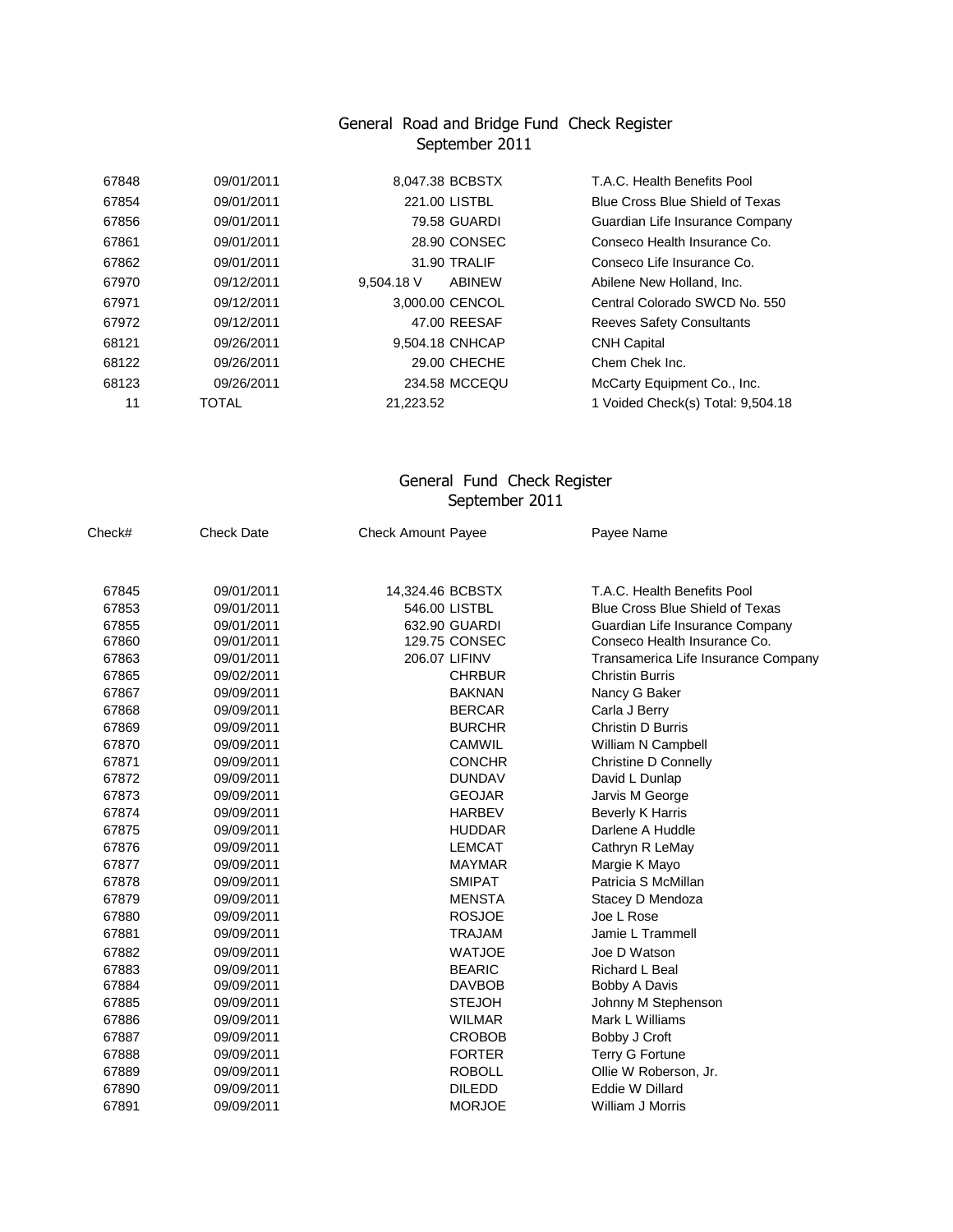## General Road and Bridge Fund Check Register
### September 2011

| | | | | |
|---|---|---|---|---|
| 67848 | 09/01/2011 | 8,047.38 | BCBSTX | T.A.C. Health Benefits Pool |
| 67854 | 09/01/2011 | 221.00 | LISTBL | Blue Cross Blue Shield of Texas |
| 67856 | 09/01/2011 | 79.58 | GUARDI | Guardian Life Insurance Company |
| 67861 | 09/01/2011 | 28.90 | CONSEC | Conseco Health Insurance Co. |
| 67862 | 09/01/2011 | 31.90 | TRALIF | Conseco Life Insurance Co. |
| 67970 | 09/12/2011 | 9,504.18 V | ABINEW | Abilene New Holland, Inc. |
| 67971 | 09/12/2011 | 3,000.00 | CENCOL | Central Colorado SWCD No. 550 |
| 67972 | 09/12/2011 | 47.00 | REESAF | Reeves Safety Consultants |
| 68121 | 09/26/2011 | 9,504.18 | CNHCAP | CNH Capital |
| 68122 | 09/26/2011 | 29.00 | CHECHE | Chem Chek Inc. |
| 68123 | 09/26/2011 | 234.58 | MCCEQU | McCarty Equipment Co., Inc. |
| 11 | TOTAL | 21,223.52 | | 1 Voided Check(s) Total: 9,504.18 |

## General Fund Check Register
### September 2011

| Check# | Check Date | Check Amount | Payee | Payee Name |
|---|---|---|---|---|
| 67845 | 09/01/2011 | 14,324.46 | BCBSTX | T.A.C. Health Benefits Pool |
| 67853 | 09/01/2011 | 546.00 | LISTBL | Blue Cross Blue Shield of Texas |
| 67855 | 09/01/2011 | 632.90 | GUARDI | Guardian Life Insurance Company |
| 67860 | 09/01/2011 | 129.75 | CONSEC | Conseco Health Insurance Co. |
| 67863 | 09/01/2011 | 206.07 | LIFINV | Transamerica Life Insurance Company |
| 67865 | 09/02/2011 | | CHRBUR | Christin Burris |
| 67867 | 09/09/2011 | | BAKNAN | Nancy G Baker |
| 67868 | 09/09/2011 | | BERCAR | Carla J Berry |
| 67869 | 09/09/2011 | | BURCHR | Christin D Burris |
| 67870 | 09/09/2011 | | CAMWIL | William N Campbell |
| 67871 | 09/09/2011 | | CONCHR | Christine D Connelly |
| 67872 | 09/09/2011 | | DUNDAV | David L Dunlap |
| 67873 | 09/09/2011 | | GEOJAR | Jarvis M George |
| 67874 | 09/09/2011 | | HARBEV | Beverly K Harris |
| 67875 | 09/09/2011 | | HUDDAR | Darlene A Huddle |
| 67876 | 09/09/2011 | | LEMCAT | Cathryn R LeMay |
| 67877 | 09/09/2011 | | MAYMAR | Margie K Mayo |
| 67878 | 09/09/2011 | | SMIPAT | Patricia S McMillan |
| 67879 | 09/09/2011 | | MENSTA | Stacey D Mendoza |
| 67880 | 09/09/2011 | | ROSJOE | Joe L Rose |
| 67881 | 09/09/2011 | | TRAJAM | Jamie L Trammell |
| 67882 | 09/09/2011 | | WATJOE | Joe D Watson |
| 67883 | 09/09/2011 | | BEARIC | Richard L Beal |
| 67884 | 09/09/2011 | | DAVBOB | Bobby A Davis |
| 67885 | 09/09/2011 | | STEJOH | Johnny M Stephenson |
| 67886 | 09/09/2011 | | WILMAR | Mark L Williams |
| 67887 | 09/09/2011 | | CROBOB | Bobby J Croft |
| 67888 | 09/09/2011 | | FORTER | Terry G Fortune |
| 67889 | 09/09/2011 | | ROBOLL | Ollie W Roberson, Jr. |
| 67890 | 09/09/2011 | | DILEDD | Eddie W Dillard |
| 67891 | 09/09/2011 | | MORJOE | William J Morris |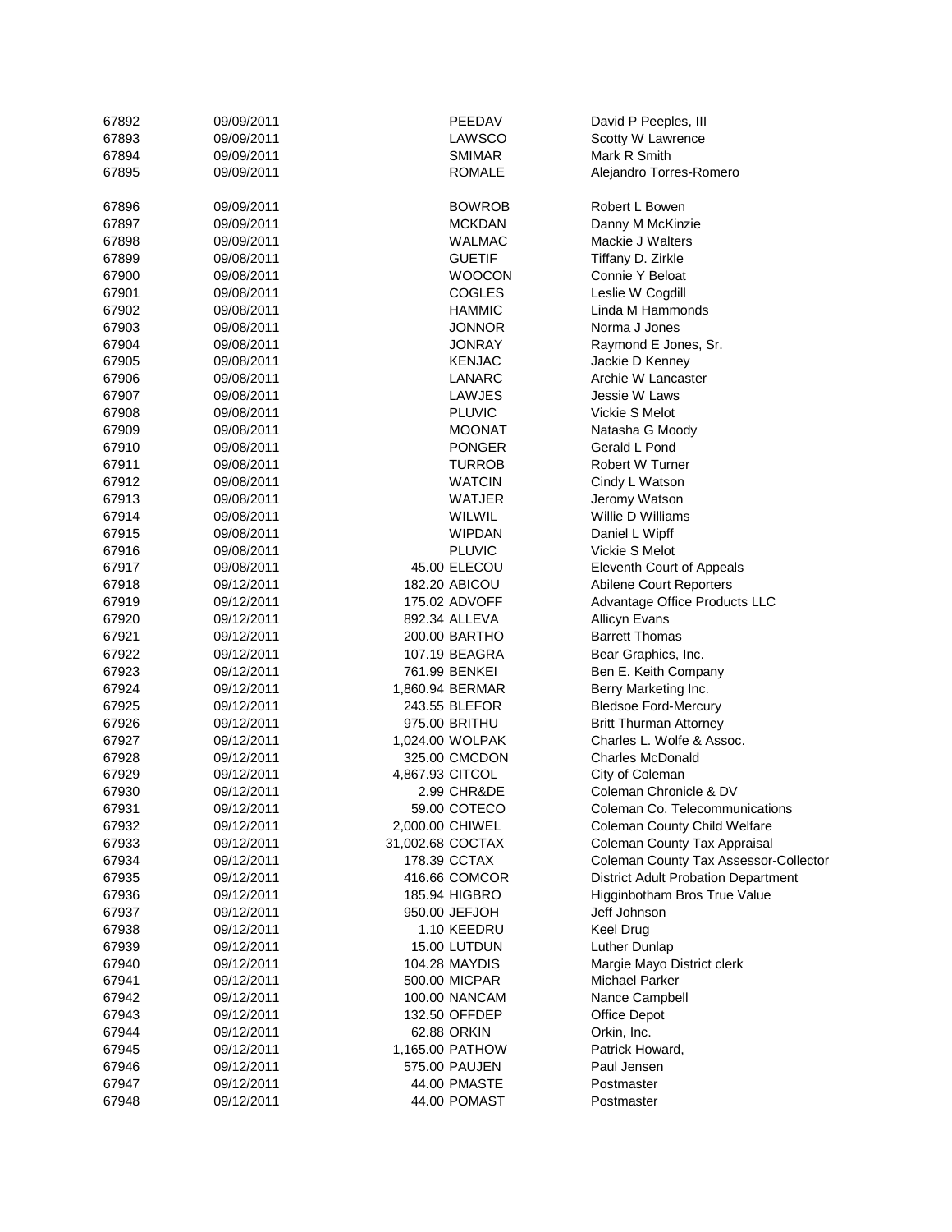| | | | | |
|---|---|---|---|---|
| 67892 | 09/09/2011 | | PEEDAV | David P Peeples, III |
| 67893 | 09/09/2011 | | LAWSCO | Scotty W Lawrence |
| 67894 | 09/09/2011 | | SMIMAR | Mark R Smith |
| 67895 | 09/09/2011 | | ROMALE | Alejandro Torres-Romero |
| 67896 | 09/09/2011 | | BOWROB | Robert L Bowen |
| 67897 | 09/09/2011 | | MCKDAN | Danny M McKinzie |
| 67898 | 09/09/2011 | | WALMAC | Mackie J Walters |
| 67899 | 09/08/2011 | | GUETIF | Tiffany D. Zirkle |
| 67900 | 09/08/2011 | | WOOCON | Connie Y Beloat |
| 67901 | 09/08/2011 | | COGLES | Leslie W Cogdill |
| 67902 | 09/08/2011 | | HAMMIC | Linda M Hammonds |
| 67903 | 09/08/2011 | | JONNOR | Norma J Jones |
| 67904 | 09/08/2011 | | JONRAY | Raymond E Jones, Sr. |
| 67905 | 09/08/2011 | | KENJAC | Jackie D Kenney |
| 67906 | 09/08/2011 | | LANARC | Archie W Lancaster |
| 67907 | 09/08/2011 | | LAWJES | Jessie W Laws |
| 67908 | 09/08/2011 | | PLUVIC | Vickie S Melot |
| 67909 | 09/08/2011 | | MOONAT | Natasha G Moody |
| 67910 | 09/08/2011 | | PONGER | Gerald L Pond |
| 67911 | 09/08/2011 | | TURROB | Robert W Turner |
| 67912 | 09/08/2011 | | WATCIN | Cindy L Watson |
| 67913 | 09/08/2011 | | WATJER | Jeromy Watson |
| 67914 | 09/08/2011 | | WILWIL | Willie D Williams |
| 67915 | 09/08/2011 | | WIPDAN | Daniel L Wipff |
| 67916 | 09/08/2011 | | PLUVIC | Vickie S Melot |
| 67917 | 09/08/2011 | 45.00 | ELECOU | Eleventh Court of Appeals |
| 67918 | 09/12/2011 | 182.20 | ABICOU | Abilene Court Reporters |
| 67919 | 09/12/2011 | 175.02 | ADVOFF | Advantage Office Products LLC |
| 67920 | 09/12/2011 | 892.34 | ALLEVA | Allicyn Evans |
| 67921 | 09/12/2011 | 200.00 | BARTHO | Barrett Thomas |
| 67922 | 09/12/2011 | 107.19 | BEAGRA | Bear Graphics, Inc. |
| 67923 | 09/12/2011 | 761.99 | BENKEI | Ben E. Keith Company |
| 67924 | 09/12/2011 | 1,860.94 | BERMAR | Berry Marketing Inc. |
| 67925 | 09/12/2011 | 243.55 | BLEFOR | Bledsoe Ford-Mercury |
| 67926 | 09/12/2011 | 975.00 | BRITHU | Britt Thurman Attorney |
| 67927 | 09/12/2011 | 1,024.00 | WOLPAK | Charles L. Wolfe & Assoc. |
| 67928 | 09/12/2011 | 325.00 | CMCDON | Charles McDonald |
| 67929 | 09/12/2011 | 4,867.93 | CITCOL | City of Coleman |
| 67930 | 09/12/2011 | 2.99 | CHR&DE | Coleman Chronicle & DV |
| 67931 | 09/12/2011 | 59.00 | COTECO | Coleman Co. Telecommunications |
| 67932 | 09/12/2011 | 2,000.00 | CHIWEL | Coleman County Child Welfare |
| 67933 | 09/12/2011 | 31,002.68 | COCTAX | Coleman County Tax Appraisal |
| 67934 | 09/12/2011 | 178.39 | CCTAX | Coleman County Tax Assessor-Collector |
| 67935 | 09/12/2011 | 416.66 | COMCOR | District Adult Probation Department |
| 67936 | 09/12/2011 | 185.94 | HIGBRO | Higginbotham Bros True Value |
| 67937 | 09/12/2011 | 950.00 | JEFJOH | Jeff Johnson |
| 67938 | 09/12/2011 | 1.10 | KEEDRU | Keel Drug |
| 67939 | 09/12/2011 | 15.00 | LUTDUN | Luther Dunlap |
| 67940 | 09/12/2011 | 104.28 | MAYDIS | Margie Mayo District clerk |
| 67941 | 09/12/2011 | 500.00 | MICPAR | Michael Parker |
| 67942 | 09/12/2011 | 100.00 | NANCAM | Nance Campbell |
| 67943 | 09/12/2011 | 132.50 | OFFDEP | Office Depot |
| 67944 | 09/12/2011 | 62.88 | ORKIN | Orkin, Inc. |
| 67945 | 09/12/2011 | 1,165.00 | PATHOW | Patrick Howard, |
| 67946 | 09/12/2011 | 575.00 | PAUJEN | Paul Jensen |
| 67947 | 09/12/2011 | 44.00 | PMASTE | Postmaster |
| 67948 | 09/12/2011 | 44.00 | POMAST | Postmaster |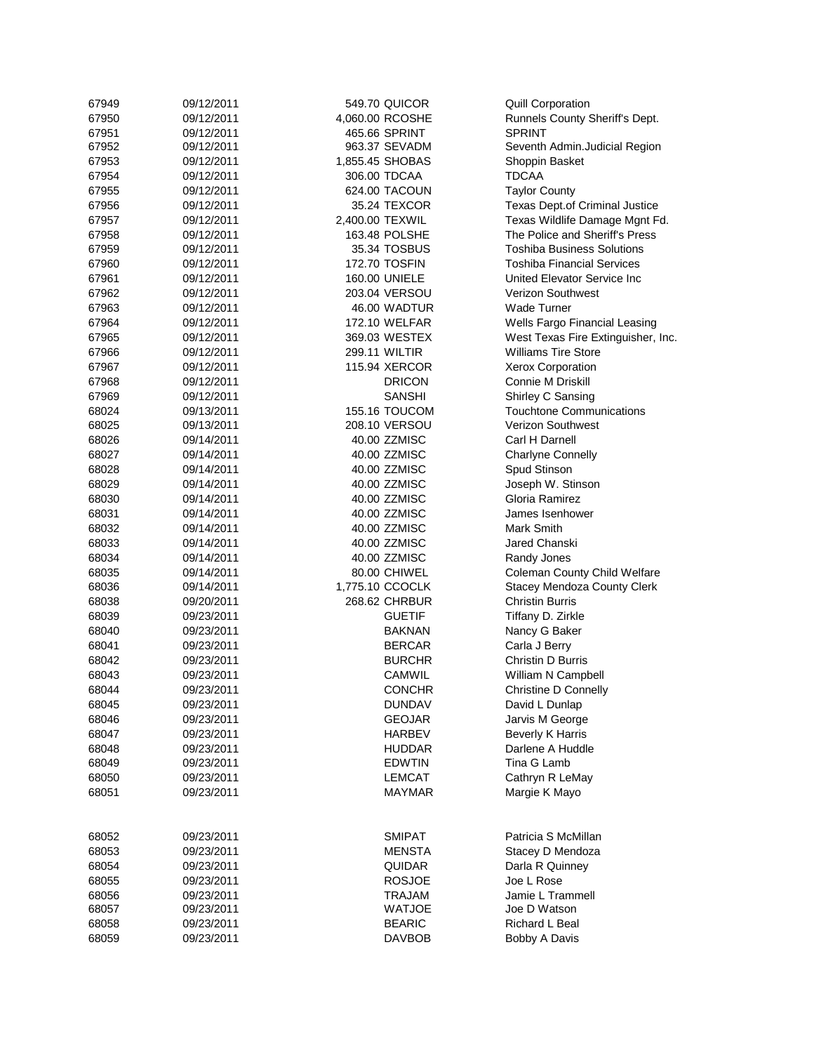| | | | | |
|---|---|---|---|---|
| 67949 | 09/12/2011 | 549.70 | QUICOR | Quill Corporation |
| 67950 | 09/12/2011 | 4,060.00 | RCOSHE | Runnels County Sheriff's Dept. |
| 67951 | 09/12/2011 | 465.66 | SPRINT | SPRINT |
| 67952 | 09/12/2011 | 963.37 | SEVADM | Seventh Admin.Judicial Region |
| 67953 | 09/12/2011 | 1,855.45 | SHOBAS | Shoppin Basket |
| 67954 | 09/12/2011 | 306.00 | TDCAA | TDCAA |
| 67955 | 09/12/2011 | 624.00 | TACOUN | Taylor County |
| 67956 | 09/12/2011 | 35.24 | TEXCOR | Texas Dept.of Criminal Justice |
| 67957 | 09/12/2011 | 2,400.00 | TEXWIL | Texas Wildlife Damage Mgnt Fd. |
| 67958 | 09/12/2011 | 163.48 | POLSHE | The Police and Sheriff's Press |
| 67959 | 09/12/2011 | 35.34 | TOSBUS | Toshiba Business Solutions |
| 67960 | 09/12/2011 | 172.70 | TOSFIN | Toshiba Financial Services |
| 67961 | 09/12/2011 | 160.00 | UNIELE | United Elevator Service Inc |
| 67962 | 09/12/2011 | 203.04 | VERSOU | Verizon Southwest |
| 67963 | 09/12/2011 | 46.00 | WADTUR | Wade Turner |
| 67964 | 09/12/2011 | 172.10 | WELFAR | Wells Fargo Financial Leasing |
| 67965 | 09/12/2011 | 369.03 | WESTEX | West Texas Fire Extinguisher, Inc. |
| 67966 | 09/12/2011 | 299.11 | WILTIR | Williams Tire Store |
| 67967 | 09/12/2011 | 115.94 | XERCOR | Xerox Corporation |
| 67968 | 09/12/2011 | | DRICON | Connie M Driskill |
| 67969 | 09/12/2011 | | SANSHI | Shirley C Sansing |
| 68024 | 09/13/2011 | 155.16 | TOUCOM | Touchtone Communications |
| 68025 | 09/13/2011 | 208.10 | VERSOU | Verizon Southwest |
| 68026 | 09/14/2011 | 40.00 | ZZMISC | Carl H Darnell |
| 68027 | 09/14/2011 | 40.00 | ZZMISC | Charlyne Connelly |
| 68028 | 09/14/2011 | 40.00 | ZZMISC | Spud Stinson |
| 68029 | 09/14/2011 | 40.00 | ZZMISC | Joseph W. Stinson |
| 68030 | 09/14/2011 | 40.00 | ZZMISC | Gloria Ramirez |
| 68031 | 09/14/2011 | 40.00 | ZZMISC | James Isenhower |
| 68032 | 09/14/2011 | 40.00 | ZZMISC | Mark Smith |
| 68033 | 09/14/2011 | 40.00 | ZZMISC | Jared Chanski |
| 68034 | 09/14/2011 | 40.00 | ZZMISC | Randy Jones |
| 68035 | 09/14/2011 | 80.00 | CHIWEL | Coleman County Child Welfare |
| 68036 | 09/14/2011 | 1,775.10 | CCOCLK | Stacey Mendoza County Clerk |
| 68038 | 09/20/2011 | 268.62 | CHRBUR | Christin Burris |
| 68039 | 09/23/2011 | | GUETIF | Tiffany D. Zirkle |
| 68040 | 09/23/2011 | | BAKNAN | Nancy G Baker |
| 68041 | 09/23/2011 | | BERCAR | Carla J Berry |
| 68042 | 09/23/2011 | | BURCHR | Christin D Burris |
| 68043 | 09/23/2011 | | CAMWIL | William N Campbell |
| 68044 | 09/23/2011 | | CONCHR | Christine D Connelly |
| 68045 | 09/23/2011 | | DUNDAV | David L Dunlap |
| 68046 | 09/23/2011 | | GEOJAR | Jarvis M George |
| 68047 | 09/23/2011 | | HARBEV | Beverly K Harris |
| 68048 | 09/23/2011 | | HUDDAR | Darlene A Huddle |
| 68049 | 09/23/2011 | | EDWTIN | Tina G Lamb |
| 68050 | 09/23/2011 | | LEMCAT | Cathryn R LeMay |
| 68051 | 09/23/2011 | | MAYMAR | Margie K Mayo |
| 68052 | 09/23/2011 | | SMIPAT | Patricia S McMillan |
| 68053 | 09/23/2011 | | MENSTA | Stacey D Mendoza |
| 68054 | 09/23/2011 | | QUIDAR | Darla R Quinney |
| 68055 | 09/23/2011 | | ROSJOE | Joe L Rose |
| 68056 | 09/23/2011 | | TRAJAM | Jamie L Trammell |
| 68057 | 09/23/2011 | | WATJOE | Joe D Watson |
| 68058 | 09/23/2011 | | BEARIC | Richard L Beal |
| 68059 | 09/23/2011 | | DAVBOB | Bobby A Davis |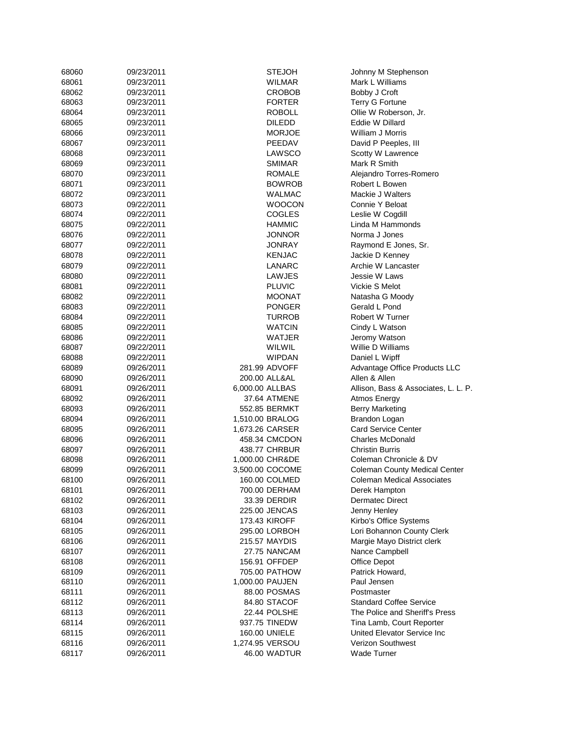| | | | | |
|---|---|---|---|---|
| 68060 | 09/23/2011 | | STEJOH | Johnny M Stephenson |
| 68061 | 09/23/2011 | | WILMAR | Mark L Williams |
| 68062 | 09/23/2011 | | CROBOB | Bobby J Croft |
| 68063 | 09/23/2011 | | FORTER | Terry G Fortune |
| 68064 | 09/23/2011 | | ROBOLL | Ollie W Roberson, Jr. |
| 68065 | 09/23/2011 | | DILEDD | Eddie W Dillard |
| 68066 | 09/23/2011 | | MORJOE | William J Morris |
| 68067 | 09/23/2011 | | PEEDAV | David P Peeples, III |
| 68068 | 09/23/2011 | | LAWSCO | Scotty W Lawrence |
| 68069 | 09/23/2011 | | SMIMAR | Mark R Smith |
| 68070 | 09/23/2011 | | ROMALE | Alejandro Torres-Romero |
| 68071 | 09/23/2011 | | BOWROB | Robert L Bowen |
| 68072 | 09/23/2011 | | WALMAC | Mackie J Walters |
| 68073 | 09/22/2011 | | WOOCON | Connie Y Beloat |
| 68074 | 09/22/2011 | | COGLES | Leslie W Cogdill |
| 68075 | 09/22/2011 | | HAMMIC | Linda M Hammonds |
| 68076 | 09/22/2011 | | JONNOR | Norma J Jones |
| 68077 | 09/22/2011 | | JONRAY | Raymond E Jones, Sr. |
| 68078 | 09/22/2011 | | KENJAC | Jackie D Kenney |
| 68079 | 09/22/2011 | | LANARC | Archie W Lancaster |
| 68080 | 09/22/2011 | | LAWJES | Jessie W Laws |
| 68081 | 09/22/2011 | | PLUVIC | Vickie S Melot |
| 68082 | 09/22/2011 | | MOONAT | Natasha G Moody |
| 68083 | 09/22/2011 | | PONGER | Gerald L Pond |
| 68084 | 09/22/2011 | | TURROB | Robert W Turner |
| 68085 | 09/22/2011 | | WATCIN | Cindy L Watson |
| 68086 | 09/22/2011 | | WATJER | Jeromy Watson |
| 68087 | 09/22/2011 | | WILWIL | Willie D Williams |
| 68088 | 09/22/2011 | | WIPDAN | Daniel L Wipff |
| 68089 | 09/26/2011 | 281.99 | ADVOFF | Advantage Office Products LLC |
| 68090 | 09/26/2011 | 200.00 | ALL&AL | Allen & Allen |
| 68091 | 09/26/2011 | 6,000.00 | ALLBAS | Allison, Bass & Associates, L. L. P. |
| 68092 | 09/26/2011 | 37.64 | ATMENE | Atmos Energy |
| 68093 | 09/26/2011 | 552.85 | BERMKT | Berry Marketing |
| 68094 | 09/26/2011 | 1,510.00 | BRALOG | Brandon Logan |
| 68095 | 09/26/2011 | 1,673.26 | CARSER | Card Service Center |
| 68096 | 09/26/2011 | 458.34 | CMCDON | Charles McDonald |
| 68097 | 09/26/2011 | 438.77 | CHRBUR | Christin Burris |
| 68098 | 09/26/2011 | 1,000.00 | CHR&DE | Coleman Chronicle & DV |
| 68099 | 09/26/2011 | 3,500.00 | COCOME | Coleman County Medical Center |
| 68100 | 09/26/2011 | 160.00 | COLMED | Coleman Medical Associates |
| 68101 | 09/26/2011 | 700.00 | DERHAM | Derek Hampton |
| 68102 | 09/26/2011 | 33.39 | DERDIR | Dermatec Direct |
| 68103 | 09/26/2011 | 225.00 | JENCAS | Jenny Henley |
| 68104 | 09/26/2011 | 173.43 | KIROFF | Kirbo's Office Systems |
| 68105 | 09/26/2011 | 295.00 | LORBOH | Lori Bohannon County Clerk |
| 68106 | 09/26/2011 | 215.57 | MAYDIS | Margie Mayo District clerk |
| 68107 | 09/26/2011 | 27.75 | NANCAM | Nance Campbell |
| 68108 | 09/26/2011 | 156.91 | OFFDEP | Office Depot |
| 68109 | 09/26/2011 | 705.00 | PATHOW | Patrick Howard, |
| 68110 | 09/26/2011 | 1,000.00 | PAUJEN | Paul Jensen |
| 68111 | 09/26/2011 | 88.00 | POSMAS | Postmaster |
| 68112 | 09/26/2011 | 84.80 | STACOF | Standard Coffee Service |
| 68113 | 09/26/2011 | 22.44 | POLSHE | The Police and Sheriff's Press |
| 68114 | 09/26/2011 | 937.75 | TINEDW | Tina Lamb, Court Reporter |
| 68115 | 09/26/2011 | 160.00 | UNIELE | United Elevator Service Inc |
| 68116 | 09/26/2011 | 1,274.95 | VERSOU | Verizon Southwest |
| 68117 | 09/26/2011 | 46.00 | WADTUR | Wade Turner |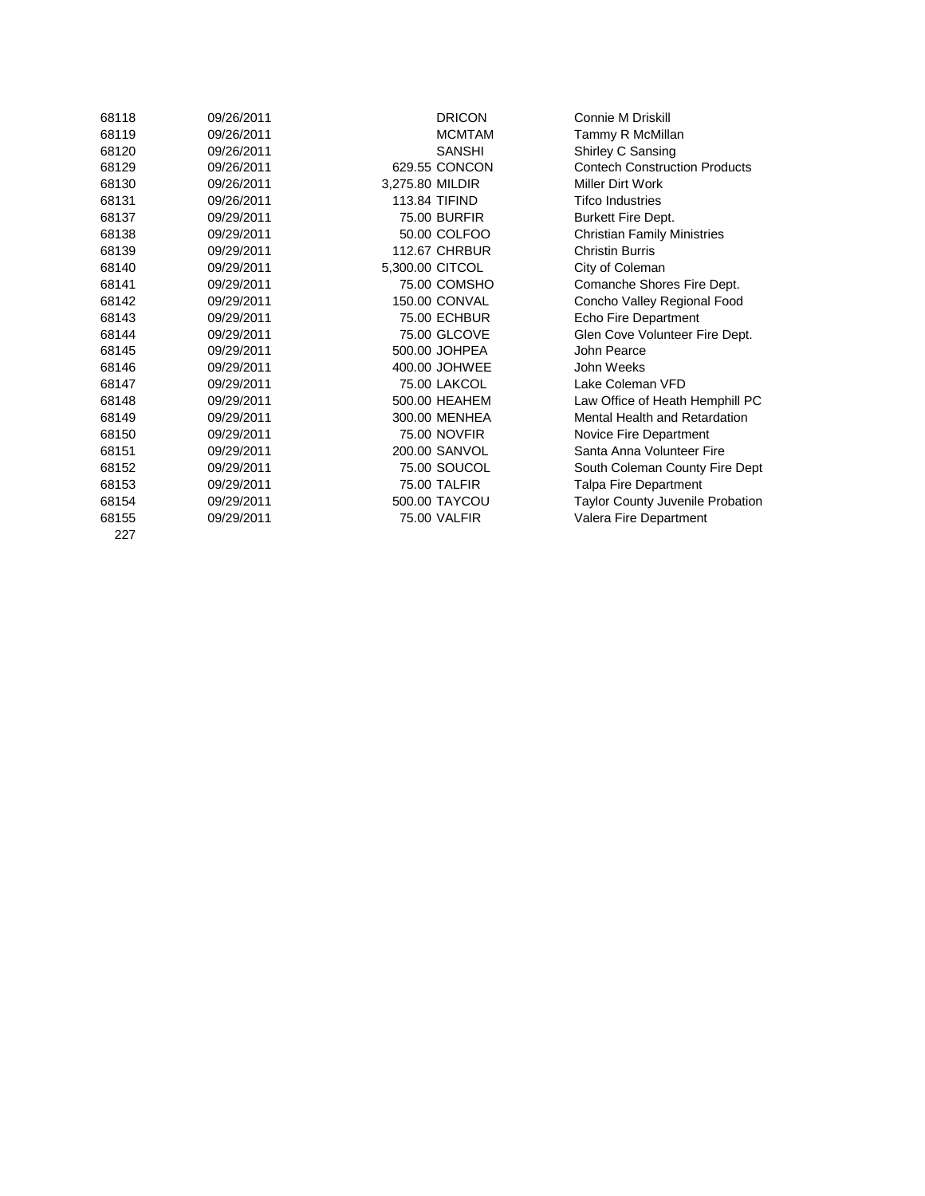| | | | | |
|---|---|---|---|---|
| 68118 | 09/26/2011 | | DRICON | Connie M Driskill |
| 68119 | 09/26/2011 | | MCMTAM | Tammy R McMillan |
| 68120 | 09/26/2011 | | SANSHI | Shirley C Sansing |
| 68129 | 09/26/2011 | 629.55 | CONCON | Contech Construction Products |
| 68130 | 09/26/2011 | 3,275.80 | MILDIR | Miller Dirt Work |
| 68131 | 09/26/2011 | 113.84 | TIFIND | Tifco Industries |
| 68137 | 09/29/2011 | 75.00 | BURFIR | Burkett Fire Dept. |
| 68138 | 09/29/2011 | 50.00 | COLFOO | Christian Family Ministries |
| 68139 | 09/29/2011 | 112.67 | CHRBUR | Christin Burris |
| 68140 | 09/29/2011 | 5,300.00 | CITCOL | City of Coleman |
| 68141 | 09/29/2011 | 75.00 | COMSHO | Comanche Shores Fire Dept. |
| 68142 | 09/29/2011 | 150.00 | CONVAL | Concho Valley Regional Food |
| 68143 | 09/29/2011 | 75.00 | ECHBUR | Echo Fire Department |
| 68144 | 09/29/2011 | 75.00 | GLCOVE | Glen Cove Volunteer Fire Dept. |
| 68145 | 09/29/2011 | 500.00 | JOHPEA | John Pearce |
| 68146 | 09/29/2011 | 400.00 | JOHWEE | John Weeks |
| 68147 | 09/29/2011 | 75.00 | LAKCOL | Lake Coleman VFD |
| 68148 | 09/29/2011 | 500.00 | HEAHEM | Law Office of Heath Hemphill PC |
| 68149 | 09/29/2011 | 300.00 | MENHEA | Mental Health and Retardation |
| 68150 | 09/29/2011 | 75.00 | NOVFIR | Novice Fire Department |
| 68151 | 09/29/2011 | 200.00 | SANVOL | Santa Anna Volunteer Fire |
| 68152 | 09/29/2011 | 75.00 | SOUCOL | South Coleman County Fire Dept |
| 68153 | 09/29/2011 | 75.00 | TALFIR | Talpa Fire Department |
| 68154 | 09/29/2011 | 500.00 | TAYCOU | Taylor County Juvenile Probation |
| 68155 | 09/29/2011 | 75.00 | VALFIR | Valera Fire Department |
| 227 | | | | |